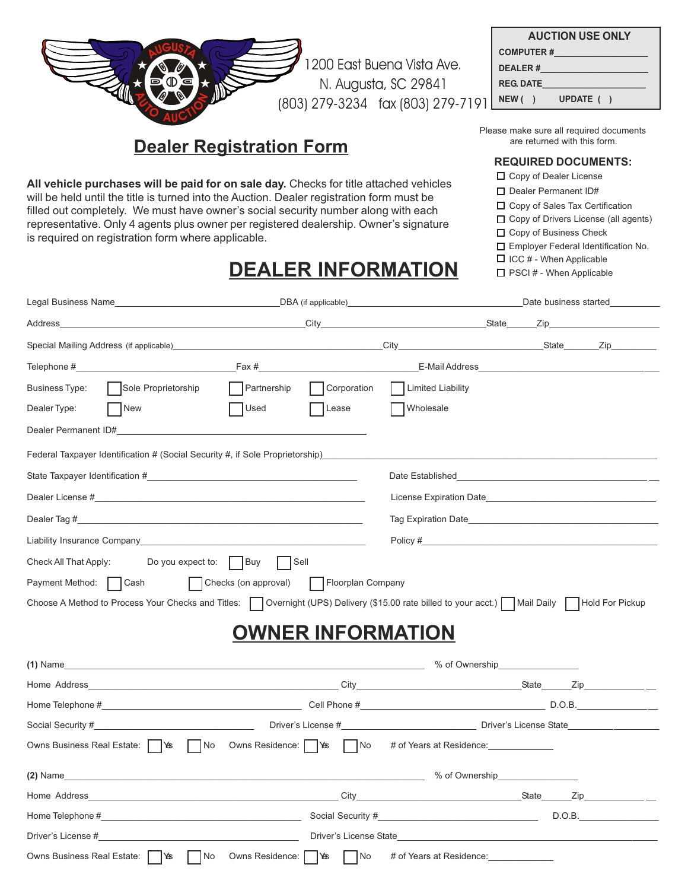1200 East Buena Vista Ave.
N. Augusta, SC 29841
(803) 279-3234 fax (803) 279-7191

**AUCTION USE ONLY**

COMPUTER #\_\_\_\_\_\_\_\_\_\_\_\_\_\_\_\_

DEALER #\_\_\_\_\_\_\_\_\_\_\_\_\_\_\_\_

REG. DATE\_\_\_\_\_\_\_\_\_\_\_\_\_\_\_\_

NEW ( ) UPDATE ( )

# Dealer Registration Form

Please make sure all required documents are returned with this form.

**REQUIRED DOCUMENTS:**

- ☐ Copy of Dealer License
- ☐ Dealer Permanent ID#
- ☐ Copy of Sales Tax Certification
- ☐ Copy of Drivers License (all agents)
- ☐ Copy of Business Check
- ☐ Employer Federal Identification No.
- ☐ ICC # - When Applicable
- ☐ PSCI # - When Applicable

**All vehicle purchases will be paid for on sale day.** Checks for title attached vehicles will be held until the title is turned into the Auction. Dealer registration form must be filled out completely. We must have owner's social security number along with each representative. Only 4 agents plus owner per registered dealership. Owner's signature is required on registration form where applicable.

## DEALER INFORMATION

Legal Business Name\_\_\_\_\_\_\_\_\_\_ DBA (if applicable)\_\_\_\_\_\_\_\_\_\_ Date business started\_\_\_\_\_\_\_\_\_\_

Address\_\_\_\_\_\_\_\_\_\_ City\_\_\_\_\_\_\_\_\_\_ State\_\_\_\_\_ Zip\_\_\_\_\_\_\_\_\_\_

Special Mailing Address (if applicable)\_\_\_\_\_\_\_\_\_\_ City\_\_\_\_\_\_\_\_\_\_ State\_\_\_\_\_ Zip\_\_\_\_\_\_\_\_\_\_

Telephone #\_\_\_\_\_\_\_\_\_\_ Fax #\_\_\_\_\_\_\_\_\_\_ E-Mail Address\_\_\_\_\_\_\_\_\_\_

Business Type: ☐ Sole Proprietorship ☐ Partnership ☐ Corporation ☐ Limited Liability

Dealer Type: ☐ New ☐ Used ☐ Lease ☐ Wholesale

Dealer Permanent ID#\_\_\_\_\_\_\_\_\_\_

Federal Taxpayer Identification # (Social Security #, if Sole Proprietorship)\_\_\_\_\_\_\_\_\_\_

State Taxpayer Identification #\_\_\_\_\_\_\_\_\_\_ Date Established\_\_\_\_\_\_\_\_\_\_

Dealer License #\_\_\_\_\_\_\_\_\_\_ License Expiration Date\_\_\_\_\_\_\_\_\_\_

Dealer Tag #\_\_\_\_\_\_\_\_\_\_ Tag Expiration Date\_\_\_\_\_\_\_\_\_\_

Liability Insurance Company\_\_\_\_\_\_\_\_\_\_ Policy #\_\_\_\_\_\_\_\_\_\_

Check All That Apply: Do you expect to: ☐ Buy ☐ Sell

Payment Method: ☐ Cash ☐ Checks (on approval) ☐ Floorplan Company

Choose A Method to Process Your Checks and Titles: ☐ Overnight (UPS) Delivery ($15.00 rate billed to your acct.) ☐ Mail Daily ☐ Hold For Pickup

## OWNER INFORMATION

**(1)** Name\_\_\_\_\_\_\_\_\_\_ % of Ownership\_\_\_\_\_\_\_\_\_\_

Home Address\_\_\_\_\_\_\_\_\_\_ City\_\_\_\_\_\_\_\_\_\_ State\_\_\_\_\_ Zip\_\_\_\_\_\_\_\_\_\_

Home Telephone #\_\_\_\_\_\_\_\_\_\_ Cell Phone #\_\_\_\_\_\_\_\_\_\_ D.O.B.\_\_\_\_\_\_\_\_\_\_

Social Security #\_\_\_\_\_\_\_\_\_\_ Driver's License #\_\_\_\_\_\_\_\_\_\_ Driver's License State\_\_\_\_\_\_\_\_\_\_

Owns Business Real Estate: ☐ Yes ☐ No Owns Residence: ☐ Yes ☐ No # of Years at Residence:\_\_\_\_\_\_\_\_\_\_

**(2)** Name\_\_\_\_\_\_\_\_\_\_ % of Ownership\_\_\_\_\_\_\_\_\_\_

Home Address\_\_\_\_\_\_\_\_\_\_ City\_\_\_\_\_\_\_\_\_\_ State\_\_\_\_\_ Zip\_\_\_\_\_\_\_\_\_\_

Home Telephone #\_\_\_\_\_\_\_\_\_\_ Social Security #\_\_\_\_\_\_\_\_\_\_ D.O.B.\_\_\_\_\_\_\_\_\_\_

Driver's License #\_\_\_\_\_\_\_\_\_\_ Driver's License State\_\_\_\_\_\_\_\_\_\_

Owns Business Real Estate: ☐ Yes ☐ No Owns Residence: ☐ Yes ☐ No # of Years at Residence:\_\_\_\_\_\_\_\_\_\_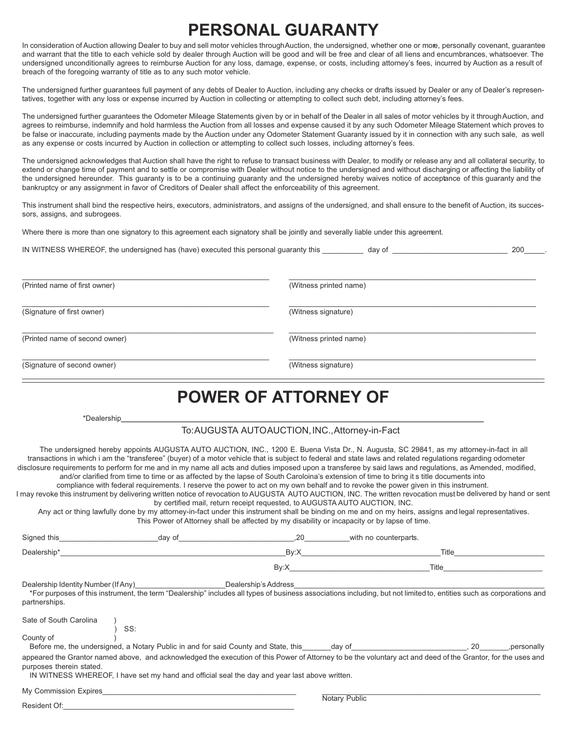# PERSONAL GUARANTY

In consideration of Auction allowing Dealer to buy and sell motor vehicles through Auction, the undersigned, whether one or more, personally covenant, guarantee and warrant that the title to each vehicle sold by dealer through Auction will be good and will be free and clear of all liens and encumbrances, whatsoever. The undersigned unconditionally agrees to reimburse Auction for any loss, damage, expense, or costs, including attorney's fees, incurred by Auction as a result of breach of the foregoing warranty of title as to any such motor vehicle.

The undersigned further guarantees full payment of any debts of Dealer to Auction, including any checks or drafts issued by Dealer or any of Dealer's representatives, together with any loss or expense incurred by Auction in collecting or attempting to collect such debt, including attorney's fees.

The undersigned further guarantees the Odometer Mileage Statements given by or in behalf of the Dealer in all sales of motor vehicles by it through Auction, and agrees to reimburse, indemnify and hold harmless the Auction from all losses and expense caused it by any such Odometer Mileage Statement which proves to be false or inaccurate, including payments made by the Auction under any Odometer Statement Guaranty issued by it in connection with any such sale, as well as any expense or costs incurred by Auction in collection or attempting to collect such losses, including attorney's fees.

The undersigned acknowledges that Auction shall have the right to refuse to transact business with Dealer, to modify or release any and all collateral security, to extend or change time of payment and to settle or compromise with Dealer without notice to the undersigned and without discharging or affecting the liability of the undersigned hereunder. This guaranty is to be a continuing guaranty and the undersigned hereby waives notice of acceptance of this guaranty and the bankruptcy or any assignment in favor of Creditors of Dealer shall affect the enforceability of this agreement.

This instrument shall bind the respective heirs, executors, administrators, and assigns of the undersigned, and shall ensure to the benefit of Auction, its successors, assigns, and subrogees.

Where there is more than one signatory to this agreement each signatory shall be jointly and severally liable under this agreement.

IN WITNESS WHEREOF, the undersigned has (have) executed this personal guaranty this __________ day of ____________________________ 200_____.

______________________________ (Printed name of first owner)

______________________________ (Witness printed name)

______________________________ (Signature of first owner)

______________________________ (Witness signature)

______________________________ (Printed name of second owner)

______________________________ (Witness printed name)

______________________________ (Signature of second owner)

______________________________ (Witness signature)

# POWER OF ATTORNEY OF

*Dealership____________________________________________________________

To: AUGUSTA AUTO AUCTION, INC., Attorney-in-Fact

The undersigned hereby appoints AUGUSTA AUTO AUCTION, INC., 1200 E. Buena Vista Dr., N. Augusta, SC 29841, as my attorney-in-fact in all transactions in which i am the "transferee" (buyer) of a motor vehicle that is subject to federal and state laws and related regulations regarding odometer disclosure requirements to perform for me and in my name all acts and duties imposed upon a transferee by said laws and regulations, as Amended, modified, and/or clarified from time to time or as affected by the lapse of South Caroliina's extension of time to bring it s title documents into compliance with federal requirements. I reserve the power to act on my own behalf and to revoke the power given in this instrument. I may revoke this instrument by delivering written notice of revocation to AUGUSTA AUTO AUCTION, INC. The written revocation must be delivered by hand or sent by certified mail, return receipt requested, to AUGUSTA AUTO AUCTION, INC.

Any act or thing lawfully done by my attorney-in-fact under this instrument shall be binding on me and on my heirs, assigns and legal representatives. This Power of Attorney shall be affected by my disability or incapacity or by lapse of time.

Signed this________________________day of____________________________,20___________with no counterparts.

Dealership*__________________________________________________________By:X__________________________________Title______________________

By:X__________________________________Title______________________

Dealership Identity Number (If Any)______________________Dealership's Address____________________________________________________________

*For purposes of this instrument, the term "Dealership" includes all types of business associations including, but not limited to, entities such as corporations and partnerships.

Sate of South Carolina )
) SS:
County of )

Before me, the undersigned, a Notary Public in and for said County and State, this_______day of____________________________, 20_______,personally appeared the Grantor named above, and acknowledged the execution of this Power of Attorney to be the voluntary act and deed of the Grantor, for the uses and purposes therein stated.

IN WITNESS WHEREOF, I have set my hand and official seal the day and year last above written.

My Commission Expires__________________________________________________

Resident Of:__________________________________________________________

______________________________________________ Notary Public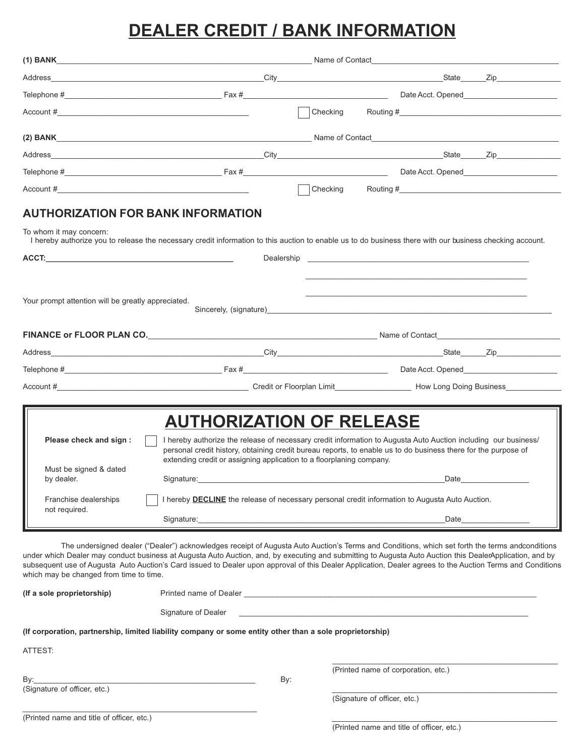# DEALER CREDIT / BANK INFORMATION

**(1) BANK**_______________________________________ Name of Contact_______________________________

Address_______________________________City_______________________________State_____Zip___________

Telephone #___________________________ Fax #___________________________ Date Acct. Opened________________

Account #___________________________________ ☐ Checking Routing #______________________________

**(2) BANK**_______________________________________ Name of Contact_______________________________

Address_______________________________City_______________________________State_____Zip___________

Telephone #___________________________ Fax #___________________________ Date Acct. Opened________________

Account #___________________________________ ☐ Checking Routing #______________________________

## AUTHORIZATION FOR BANK INFORMATION

To whom it may concern:

I hereby authorize you to release the necessary credit information to this auction to enable us to do business there with our business checking account.

**ACCT:**_________________________________ Dealership _________________________________________

_________________________________________

_________________________________________

Your prompt attention will be greatly appreciated.

Sincerely, (signature)____________________________________________________________

**FINANCE or FLOOR PLAN CO.**_________________________________________ Name of Contact______________________

Address_______________________________City_______________________________State_____Zip___________

Telephone #___________________________ Fax #___________________________ Date Acct. Opened________________

Account #___________________________________ Credit or Floorplan Limit______________ How Long Doing Business__________

## AUTHORIZATION OF RELEASE

**Please check and sign :** ☐ I hereby authorize the release of necessary credit information to Augusta Auto Auction including our business/ personal credit history, obtaining credit bureau reports, to enable us to do business there for the purpose of extending credit or assigning application to a floorplaning company.

Must be signed & dated by dealer.

Signature:___________________________________________________Date______________

Franchise dealerships not required.

☐ I hereby **DECLINE** the release of necessary personal credit information to Augusta Auto Auction.

Signature:___________________________________________________Date______________

The undersigned dealer ("Dealer") acknowledges receipt of Augusta Auto Auction's Terms and Conditions, which set forth the terms andconditions under which Dealer may conduct business at Augusta Auto Auction, and, by executing and submitting to Augusta Auto Auction this DealerApplication, and by subsequent use of Augusta Auto Auction's Card issued to Dealer upon approval of this Dealer Application, Dealer agrees to the Auction Terms and Conditions which may be changed from time to time.

**(If a sole proprietorship)** Printed name of Dealer ______________________________________________________

Signature of Dealer ______________________________________________________

**(If corporation, partnership, limited liability company or some entity other than a sole proprietorship)**

ATTEST:

By:_____________________________________________
(Signature of officer, etc.)

_____________________________________________
(Printed name and title of officer, etc.)

By:

_____________________________________________
(Printed name of corporation, etc.)

_____________________________________________
(Signature of officer, etc.)

_____________________________________________
(Printed name and title of officer, etc.)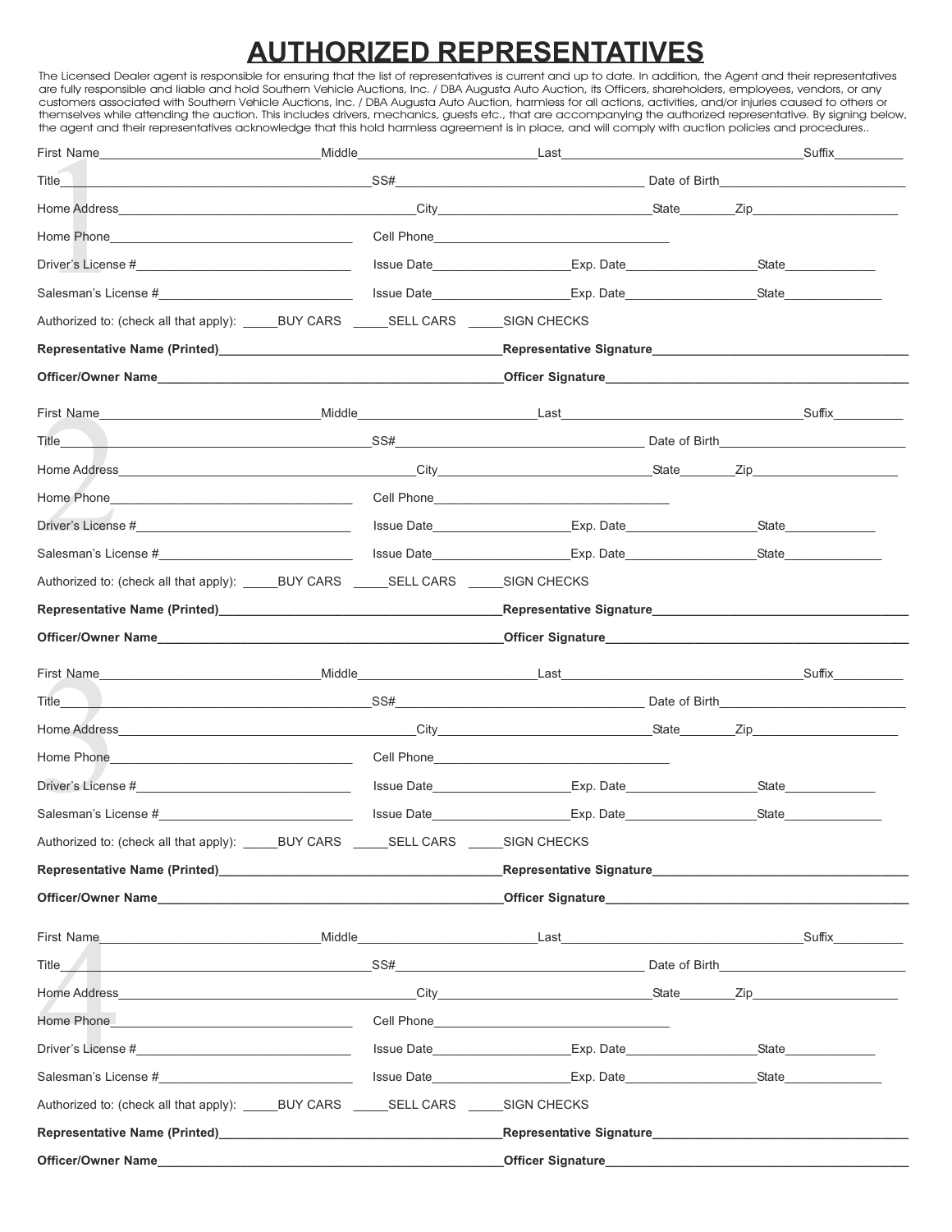# AUTHORIZED REPRESENTATIVES

The Licensed Dealer agent is responsible for ensuring that the list of representatives is current and up to date. In addition, the Agent and their representatives are fully responsible and liable and hold Southern Vehicle Auctions, Inc. / DBA Augusta Auto Auction, its Officers, shareholders, employees, vendors, or any customers associated with Southern Vehicle Auctions, Inc. / DBA Augusta Auto Auction, harmless for all actions, activities, and/or injuries caused to others or themselves while attending the auction. This includes drivers, mechanics, guests etc., that are accompanying the authorized representative. By signing below, the agent and their representatives acknowledge that this hold harmless agreement is in place, and will comply with auction policies and procedures..

1

First Name________________________ Middle____________________ Last___________________________ Suffix________

Title___________________________________ SS#____________________________ Date of Birth____________________

Home Address___________________________________ City________________________ State______ Zip________________

Home Phone____________________________ Cell Phone____________________________

Driver's License #__________________________ Issue Date________________ Exp. Date________________ State___________

Salesman's License #________________________ Issue Date________________ Exp. Date________________ State___________

Authorized to: (check all that apply): _____BUY CARS _____SELL CARS _____SIGN CHECKS

**Representative Name (Printed)**________________________________ **Representative Signature**________________________________

**Officer/Owner Name**________________________________________ **Officer Signature**________________________________________

2

First Name________________________ Middle____________________ Last___________________________ Suffix________

Title___________________________________ SS#____________________________ Date of Birth____________________

Home Address___________________________________ City________________________ State______ Zip________________

Home Phone____________________________ Cell Phone____________________________

Driver's License #__________________________ Issue Date________________ Exp. Date________________ State___________

Salesman's License #________________________ Issue Date________________ Exp. Date________________ State___________

Authorized to: (check all that apply): _____BUY CARS _____SELL CARS _____SIGN CHECKS

**Representative Name (Printed)**________________________________ **Representative Signature**________________________________

**Officer/Owner Name**________________________________________ **Officer Signature**________________________________________

3

First Name________________________ Middle____________________ Last___________________________ Suffix________

Title___________________________________ SS#____________________________ Date of Birth____________________

Home Address___________________________________ City________________________ State______ Zip________________

Home Phone____________________________ Cell Phone____________________________

Driver's License #__________________________ Issue Date________________ Exp. Date________________ State___________

Salesman's License #________________________ Issue Date________________ Exp. Date________________ State___________

Authorized to: (check all that apply): _____BUY CARS _____SELL CARS _____SIGN CHECKS

**Representative Name (Printed)**________________________________ **Representative Signature**________________________________

**Officer/Owner Name**________________________________________ **Officer Signature**________________________________________

4

First Name________________________ Middle____________________ Last___________________________ Suffix________

Title___________________________________ SS#____________________________ Date of Birth____________________

Home Address___________________________________ City________________________ State______ Zip________________

Home Phone____________________________ Cell Phone____________________________

Driver's License #__________________________ Issue Date________________ Exp. Date________________ State___________

Salesman's License #________________________ Issue Date________________ Exp. Date________________ State___________

Authorized to: (check all that apply): _____BUY CARS _____SELL CARS _____SIGN CHECKS

**Representative Name (Printed)**________________________________ **Representative Signature**________________________________

**Officer/Owner Name**________________________________________ **Officer Signature**________________________________________